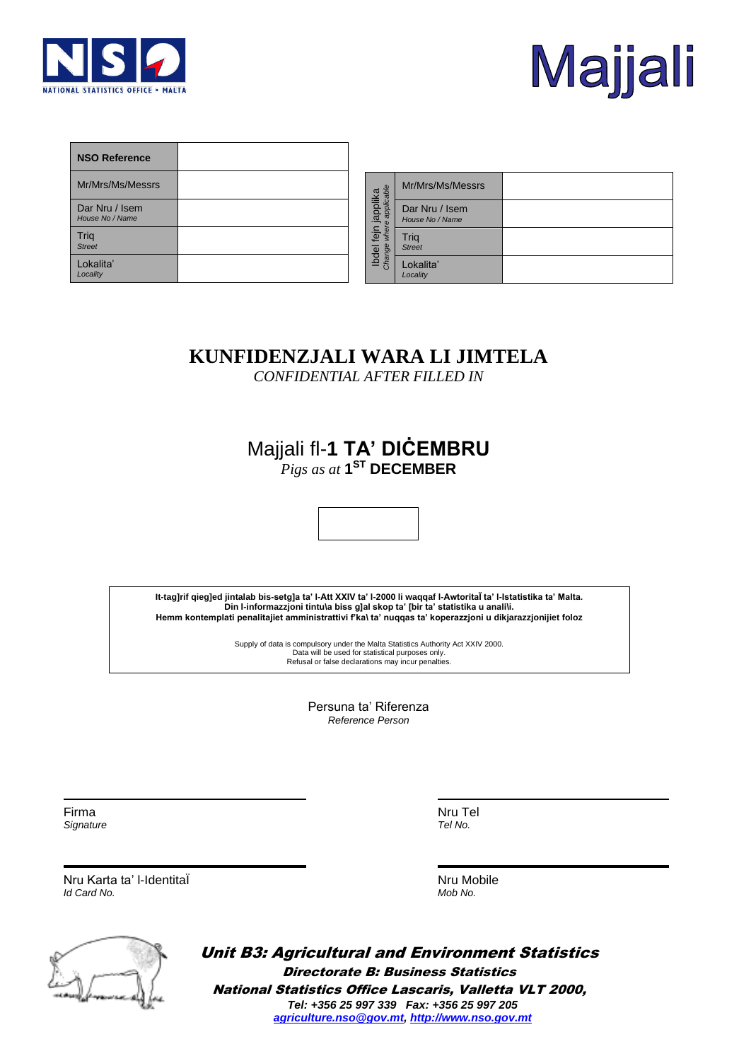NATIONAL STATISTICS OFFICE • MALTA

# Majjali

| NSO Reference | |
|---|---|
| Mr/Mrs/Ms/Messrs | |
| Dar Nru / Isem *House No / Name* | |
| Triq *Street* | |
| Lokalita' *Locality* | |

Ibdel fejn japplika *Change where applicable*

| Mr/Mrs/Ms/Messrs | |
|---|---|
| Dar Nru / Isem *House No / Name* | |
| Triq *Street* | |
| Lokalita' *Locality* | |

## KUNFIDENZJALI WARA LI JIMTELA
*CONFIDENTIAL AFTER FILLED IN*

## Majjali fl-**1 TA' DIĊEMBRU**
*Pigs as at* **1ST DECEMBER**

**It-tag]rif qieg]ed jintalab bis-setg]a ta' l-Att XXIV ta' l-2000 li waqqaf l-AwtoritaÏ ta' l-Istatistika ta' Malta.**
**Din l-informazzjoni tintu\a biss g]al skop ta' [bir ta' statistika u anali\i.**
**Hemm kontemplati penalitajiet amministrattivi f'ka\ ta' nuqqas ta' koperazzjoni u dikjarazzjonijiet foloz**

Supply of data is compulsory under the Malta Statistics Authority Act XXIV 2000.
Data will be used for statistical purposes only.
Refusal or false declarations may incur penalties.

Persuna ta' Riferenza
*Reference Person*

Firma
*Signature*

Nru Tel
*Tel No.*

Nru Karta ta' l-IdentitaÏ
*Id Card No.*

Nru Mobile
*Mob No.*

***Unit B3: Agricultural and Environment Statistics***
***Directorate B: Business Statistics***
***National Statistics Office Lascaris, Valletta VLT 2000,***
***Tel: +356 25 997 339 Fax: +356 25 997 205***
***agriculture.nso@gov.mt, http://www.nso.gov.mt***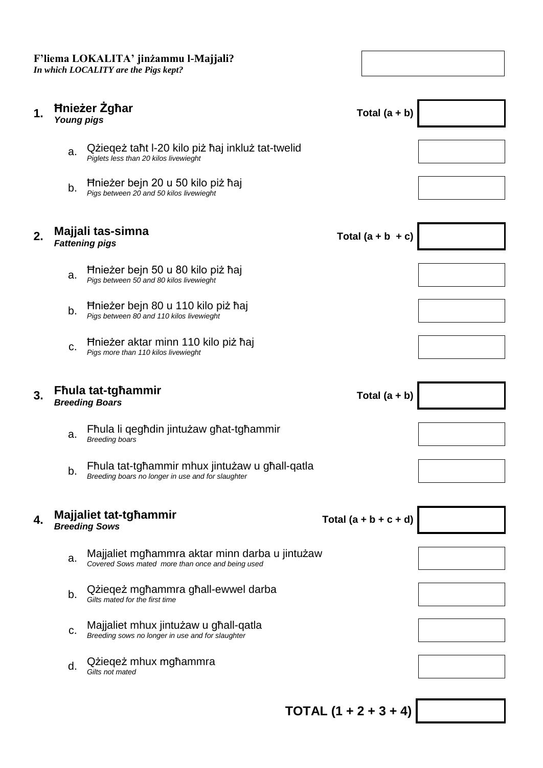**F'liema LOKALITA' jinżammu l-Majjali?**
***In which LOCALITY are the Pigs kept?***

| | | |
|---|---|---|
| **1.** | **Ħnieżer Żgħar** ***Young pigs*** | **Total (a + b)** |
| a. | Qżieqeż taħt l-20 kilo piż ħaj inkluż tat-twelid *Piglets less than 20 kilos livewieght* | |
| b. | Ħnieżer bejn 20 u 50 kilo piż ħaj *Pigs between 20 and 50 kilos livewieght* | |
| **2.** | **Majjali tas-simna** ***Fattening pigs*** | **Total (a + b + c)** |
| a. | Ħnieżer bejn 50 u 80 kilo piż ħaj *Pigs between 50 and 80 kilos livewieght* | |
| b. | Ħnieżer bejn 80 u 110 kilo piż ħaj *Pigs between 80 and 110 kilos livewieght* | |
| c. | Ħnieżer aktar minn 110 kilo piż ħaj *Pigs more than 110 kilos livewieght* | |
| **3.** | **Fħula tat-tgħammir** ***Breeding Boars*** | **Total (a + b)** |
| a. | Fħula li qegħdin jintużaw għat-tgħammir *Breeding boars* | |
| b. | Fħula tat-tgħammir mhux jintużaw u għall-qatla *Breeding boars no longer in use and for slaughter* | |
| **4.** | **Majjaliet tat-tgħammir** ***Breeding Sows*** | **Total (a + b + c + d)** |
| a. | Majjaliet mgħammra aktar minn darba u jintużaw *Covered Sows mated more than once and being used* | |
| b. | Qżieqeż mgħammra għall-ewwel darba *Gilts mated for the first time* | |
| c. | Majjaliet mhux jintużaw u għall-qatla *Breeding sows no longer in use and for slaughter* | |
| d. | Qżieqeż mhux mgħammra *Gilts not mated* | |
| | | **TOTAL (1 + 2 + 3 + 4)** |